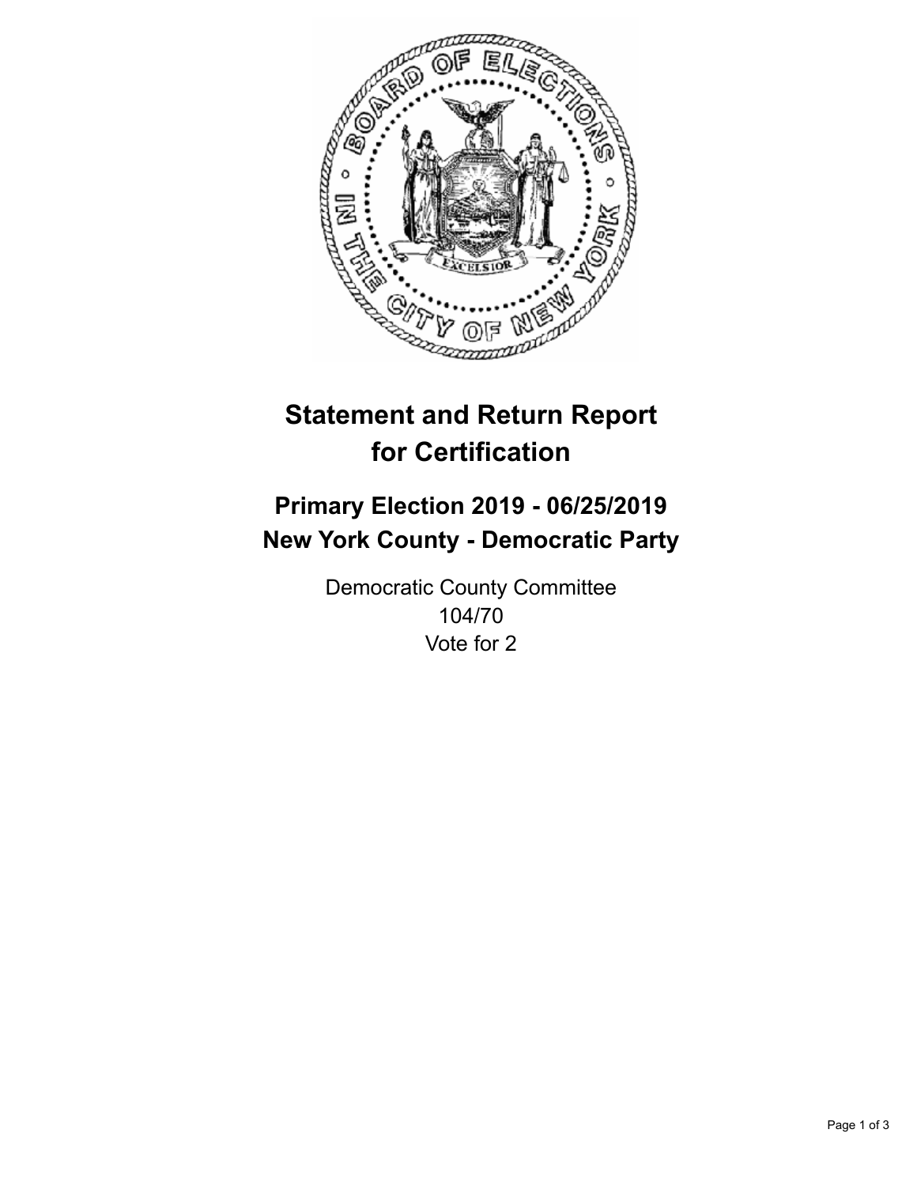# Statement and Return Report for Certification

## Primary Election 2019 - 06/25/2019
## New York County - Democratic Party

Democratic County Committee
104/70
Vote for 2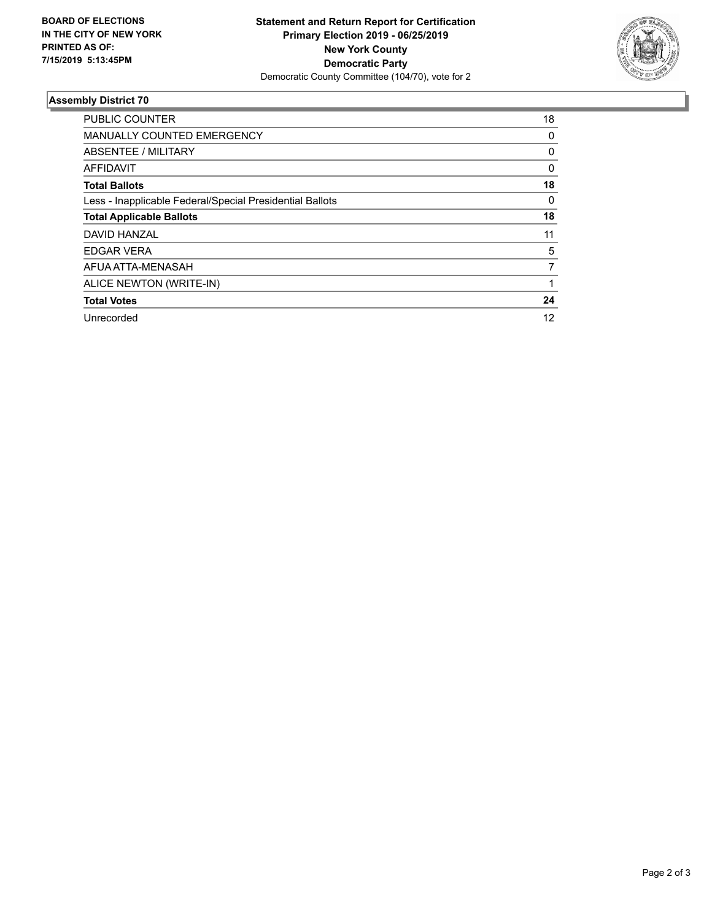**BOARD OF ELECTIONS IN THE CITY OF NEW YORK PRINTED AS OF: 7/15/2019 5:13:45PM**

**Statement and Return Report for Certification**
**Primary Election 2019 - 06/25/2019**
**New York County**
**Democratic Party**
Democratic County Committee (104/70), vote for 2

## Assembly District 70

| | |
|---|---|
| PUBLIC COUNTER | 18 |
| MANUALLY COUNTED EMERGENCY | 0 |
| ABSENTEE / MILITARY | 0 |
| AFFIDAVIT | 0 |
| **Total Ballots** | **18** |
| Less - Inapplicable Federal/Special Presidential Ballots | 0 |
| **Total Applicable Ballots** | **18** |
| DAVID HANZAL | 11 |
| EDGAR VERA | 5 |
| AFUA ATTA-MENASAH | 7 |
| ALICE NEWTON (WRITE-IN) | 1 |
| **Total Votes** | **24** |
| Unrecorded | 12 |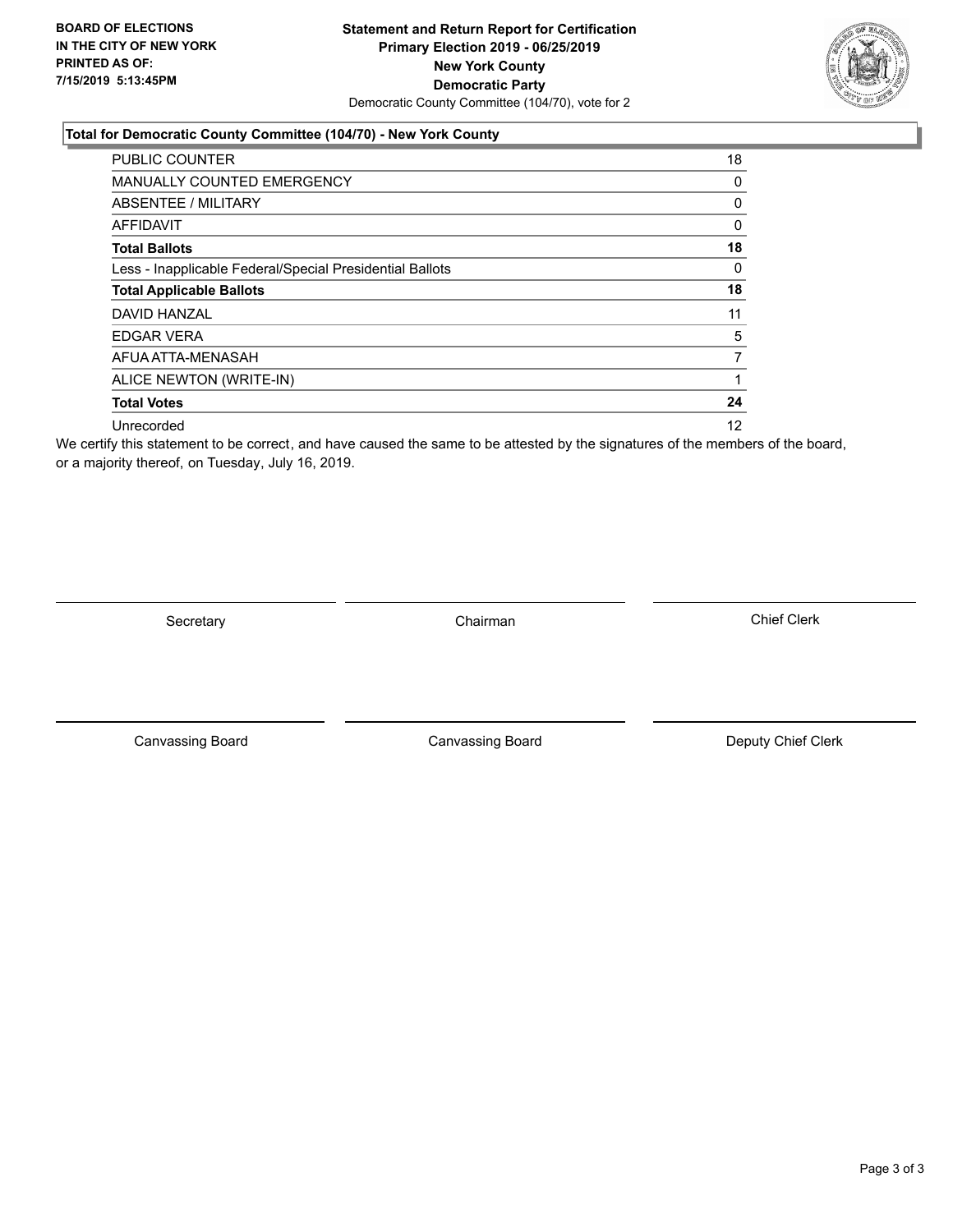**BOARD OF ELECTIONS IN THE CITY OF NEW YORK PRINTED AS OF: 7/15/2019 5:13:45PM**

**Statement and Return Report for Certification**
**Primary Election 2019 - 06/25/2019**
**New York County**
**Democratic Party**
Democratic County Committee (104/70), vote for 2

### Total for Democratic County Committee (104/70) - New York County

| | |
|---|---|
| PUBLIC COUNTER | 18 |
| MANUALLY COUNTED EMERGENCY | 0 |
| ABSENTEE / MILITARY | 0 |
| AFFIDAVIT | 0 |
| **Total Ballots** | **18** |
| Less - Inapplicable Federal/Special Presidential Ballots | 0 |
| **Total Applicable Ballots** | **18** |
| DAVID HANZAL | 11 |
| EDGAR VERA | 5 |
| AFUA ATTA-MENASAH | 7 |
| ALICE NEWTON (WRITE-IN) | 1 |
| **Total Votes** | **24** |
| Unrecorded | 12 |

We certify this statement to be correct, and have caused the same to be attested by the signatures of the members of the board, or a majority thereof, on Tuesday, July 16, 2019.

Secretary

Chairman

Chief Clerk

Canvassing Board

Canvassing Board

Deputy Chief Clerk